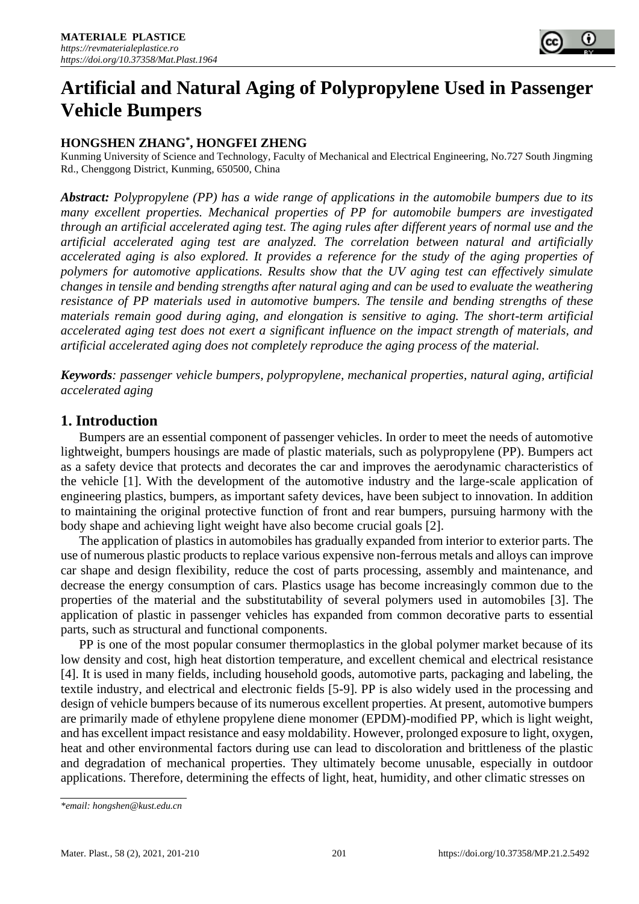# Artificial and Natural Aging of Polypropylene Used in Passenger Vehicle Bumpers

**HONGSHEN ZHANG*, HONGFEI ZHENG**

Kunming University of Science and Technology, Faculty of Mechanical and Electrical Engineering, No.727 South Jingming Rd., Chenggong District, Kunming, 650500, China

***Abstract:*** *Polypropylene (PP) has a wide range of applications in the automobile bumpers due to its many excellent properties. Mechanical properties of PP for automobile bumpers are investigated through an artificial accelerated aging test. The aging rules after different years of normal use and the artificial accelerated aging test are analyzed. The correlation between natural and artificially accelerated aging is also explored. It provides a reference for the study of the aging properties of polymers for automotive applications. Results show that the UV aging test can effectively simulate changes in tensile and bending strengths after natural aging and can be used to evaluate the weathering resistance of PP materials used in automotive bumpers. The tensile and bending strengths of these materials remain good during aging, and elongation is sensitive to aging. The short-term artificial accelerated aging test does not exert a significant influence on the impact strength of materials, and artificial accelerated aging does not completely reproduce the aging process of the material.*

***Keywords****: passenger vehicle bumpers, polypropylene, mechanical properties, natural aging, artificial accelerated aging*

## 1. Introduction

Bumpers are an essential component of passenger vehicles. In order to meet the needs of automotive lightweight, bumpers housings are made of plastic materials, such as polypropylene (PP). Bumpers act as a safety device that protects and decorates the car and improves the aerodynamic characteristics of the vehicle [1]. With the development of the automotive industry and the large-scale application of engineering plastics, bumpers, as important safety devices, have been subject to innovation. In addition to maintaining the original protective function of front and rear bumpers, pursuing harmony with the body shape and achieving light weight have also become crucial goals [2].

The application of plastics in automobiles has gradually expanded from interior to exterior parts. The use of numerous plastic products to replace various expensive non-ferrous metals and alloys can improve car shape and design flexibility, reduce the cost of parts processing, assembly and maintenance, and decrease the energy consumption of cars. Plastics usage has become increasingly common due to the properties of the material and the substitutability of several polymers used in automobiles [3]. The application of plastic in passenger vehicles has expanded from common decorative parts to essential parts, such as structural and functional components.

PP is one of the most popular consumer thermoplastics in the global polymer market because of its low density and cost, high heat distortion temperature, and excellent chemical and electrical resistance [4]. It is used in many fields, including household goods, automotive parts, packaging and labeling, the textile industry, and electrical and electronic fields [5-9]. PP is also widely used in the processing and design of vehicle bumpers because of its numerous excellent properties. At present, automotive bumpers are primarily made of ethylene propylene diene monomer (EPDM)-modified PP, which is light weight, and has excellent impact resistance and easy moldability. However, prolonged exposure to light, oxygen, heat and other environmental factors during use can lead to discoloration and brittleness of the plastic and degradation of mechanical properties. They ultimately become unusable, especially in outdoor applications. Therefore, determining the effects of light, heat, humidity, and other climatic stresses on

*email: hongshen@kust.edu.cn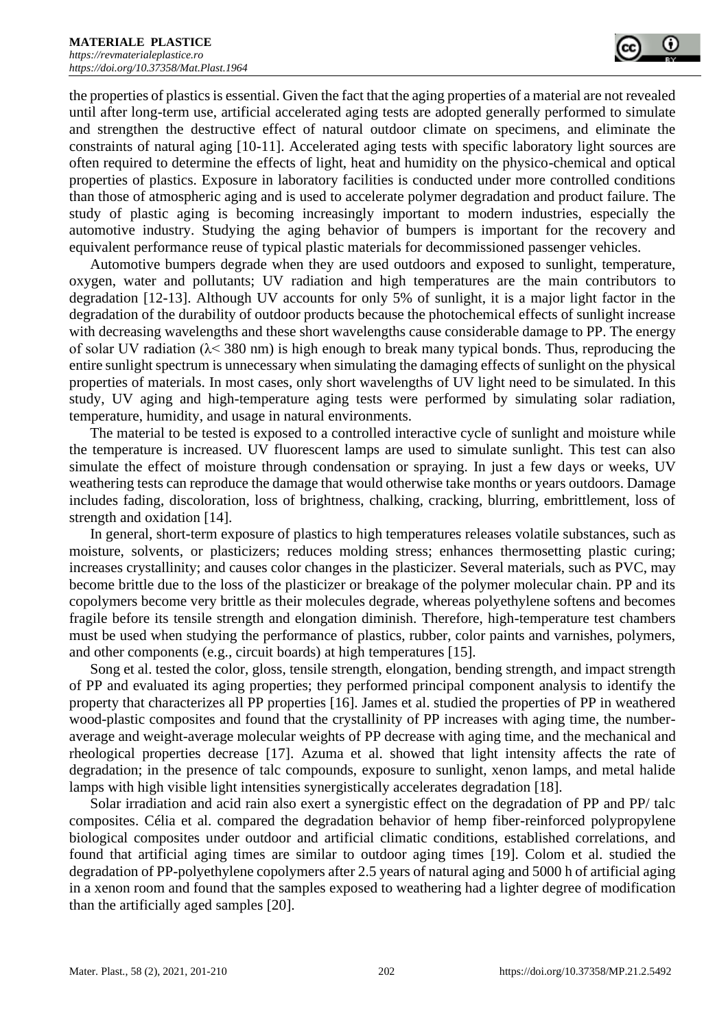the properties of plastics is essential. Given the fact that the aging properties of a material are not revealed until after long-term use, artificial accelerated aging tests are adopted generally performed to simulate and strengthen the destructive effect of natural outdoor climate on specimens, and eliminate the constraints of natural aging [10-11]. Accelerated aging tests with specific laboratory light sources are often required to determine the effects of light, heat and humidity on the physico-chemical and optical properties of plastics. Exposure in laboratory facilities is conducted under more controlled conditions than those of atmospheric aging and is used to accelerate polymer degradation and product failure. The study of plastic aging is becoming increasingly important to modern industries, especially the automotive industry. Studying the aging behavior of bumpers is important for the recovery and equivalent performance reuse of typical plastic materials for decommissioned passenger vehicles.

Automotive bumpers degrade when they are used outdoors and exposed to sunlight, temperature, oxygen, water and pollutants; UV radiation and high temperatures are the main contributors to degradation [12-13]. Although UV accounts for only 5% of sunlight, it is a major light factor in the degradation of the durability of outdoor products because the photochemical effects of sunlight increase with decreasing wavelengths and these short wavelengths cause considerable damage to PP. The energy of solar UV radiation ($\lambda$< 380 nm) is high enough to break many typical bonds. Thus, reproducing the entire sunlight spectrum is unnecessary when simulating the damaging effects of sunlight on the physical properties of materials. In most cases, only short wavelengths of UV light need to be simulated. In this study, UV aging and high-temperature aging tests were performed by simulating solar radiation, temperature, humidity, and usage in natural environments.

The material to be tested is exposed to a controlled interactive cycle of sunlight and moisture while the temperature is increased. UV fluorescent lamps are used to simulate sunlight. This test can also simulate the effect of moisture through condensation or spraying. In just a few days or weeks, UV weathering tests can reproduce the damage that would otherwise take months or years outdoors. Damage includes fading, discoloration, loss of brightness, chalking, cracking, blurring, embrittlement, loss of strength and oxidation [14].

In general, short-term exposure of plastics to high temperatures releases volatile substances, such as moisture, solvents, or plasticizers; reduces molding stress; enhances thermosetting plastic curing; increases crystallinity; and causes color changes in the plasticizer. Several materials, such as PVC, may become brittle due to the loss of the plasticizer or breakage of the polymer molecular chain. PP and its copolymers become very brittle as their molecules degrade, whereas polyethylene softens and becomes fragile before its tensile strength and elongation diminish. Therefore, high-temperature test chambers must be used when studying the performance of plastics, rubber, color paints and varnishes, polymers, and other components (e.g., circuit boards) at high temperatures [15].

Song et al. tested the color, gloss, tensile strength, elongation, bending strength, and impact strength of PP and evaluated its aging properties; they performed principal component analysis to identify the property that characterizes all PP properties [16]. James et al. studied the properties of PP in weathered wood-plastic composites and found that the crystallinity of PP increases with aging time, the number-average and weight-average molecular weights of PP decrease with aging time, and the mechanical and rheological properties decrease [17]. Azuma et al. showed that light intensity affects the rate of degradation; in the presence of talc compounds, exposure to sunlight, xenon lamps, and metal halide lamps with high visible light intensities synergistically accelerates degradation [18].

Solar irradiation and acid rain also exert a synergistic effect on the degradation of PP and PP/ talc composites. Célia et al. compared the degradation behavior of hemp fiber-reinforced polypropylene biological composites under outdoor and artificial climatic conditions, established correlations, and found that artificial aging times are similar to outdoor aging times [19]. Colom et al. studied the degradation of PP-polyethylene copolymers after 2.5 years of natural aging and 5000 h of artificial aging in a xenon room and found that the samples exposed to weathering had a lighter degree of modification than the artificially aged samples [20].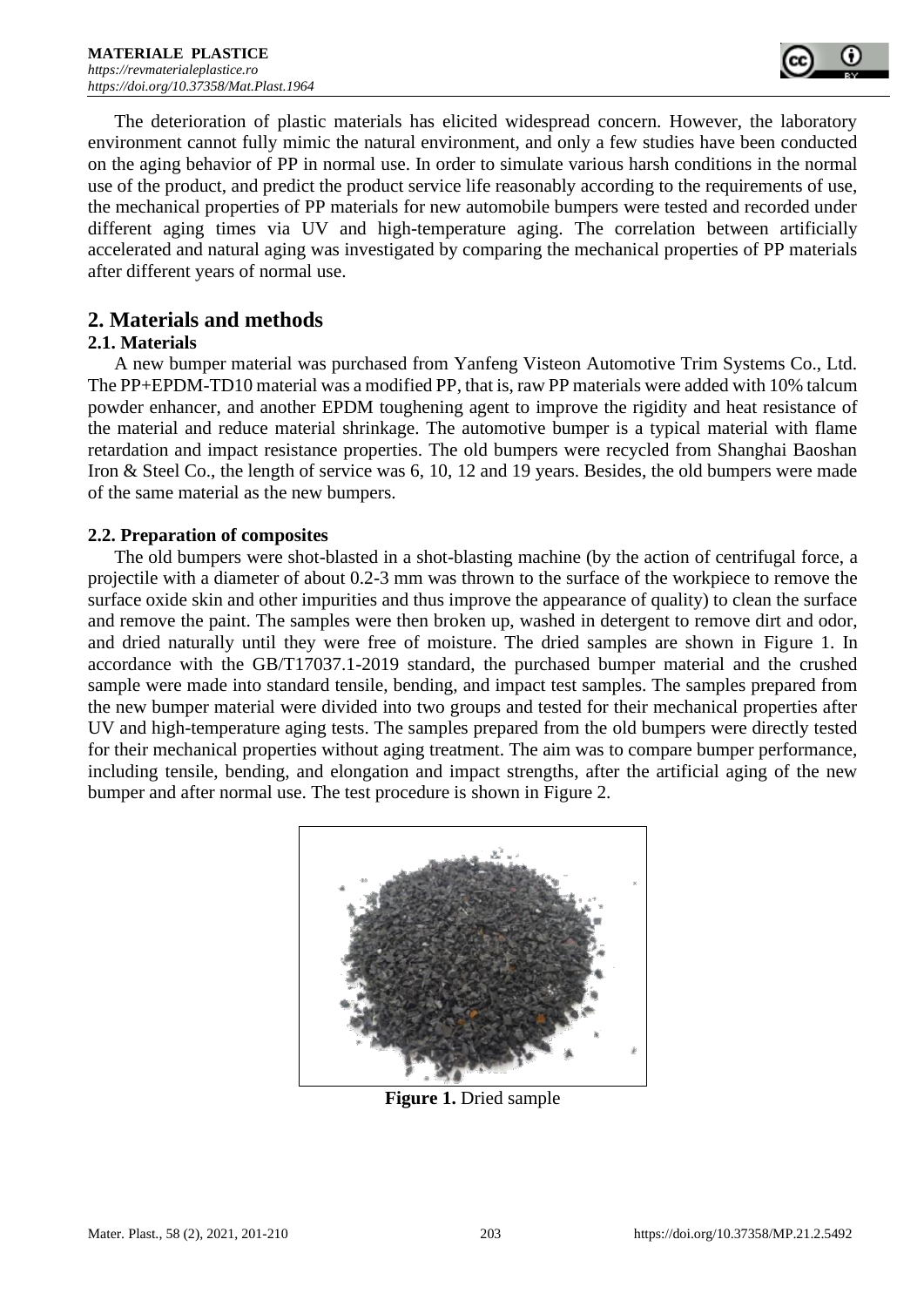The deterioration of plastic materials has elicited widespread concern. However, the laboratory environment cannot fully mimic the natural environment, and only a few studies have been conducted on the aging behavior of PP in normal use. In order to simulate various harsh conditions in the normal use of the product, and predict the product service life reasonably according to the requirements of use, the mechanical properties of PP materials for new automobile bumpers were tested and recorded under different aging times via UV and high-temperature aging. The correlation between artificially accelerated and natural aging was investigated by comparing the mechanical properties of PP materials after different years of normal use.

## 2. Materials and methods

### 2.1. Materials

A new bumper material was purchased from Yanfeng Visteon Automotive Trim Systems Co., Ltd. The PP+EPDM-TD10 material was a modified PP, that is, raw PP materials were added with 10% talcum powder enhancer, and another EPDM toughening agent to improve the rigidity and heat resistance of the material and reduce material shrinkage. The automotive bumper is a typical material with flame retardation and impact resistance properties. The old bumpers were recycled from Shanghai Baoshan Iron & Steel Co., the length of service was 6, 10, 12 and 19 years. Besides, the old bumpers were made of the same material as the new bumpers.

### 2.2. Preparation of composites

The old bumpers were shot-blasted in a shot-blasting machine (by the action of centrifugal force, a projectile with a diameter of about 0.2-3 mm was thrown to the surface of the workpiece to remove the surface oxide skin and other impurities and thus improve the appearance of quality) to clean the surface and remove the paint. The samples were then broken up, washed in detergent to remove dirt and odor, and dried naturally until they were free of moisture. The dried samples are shown in Figure 1. In accordance with the GB/T17037.1-2019 standard, the purchased bumper material and the crushed sample were made into standard tensile, bending, and impact test samples. The samples prepared from the new bumper material were divided into two groups and tested for their mechanical properties after UV and high-temperature aging tests. The samples prepared from the old bumpers were directly tested for their mechanical properties without aging treatment. The aim was to compare bumper performance, including tensile, bending, and elongation and impact strengths, after the artificial aging of the new bumper and after normal use. The test procedure is shown in Figure 2.

**Figure 1.** Dried sample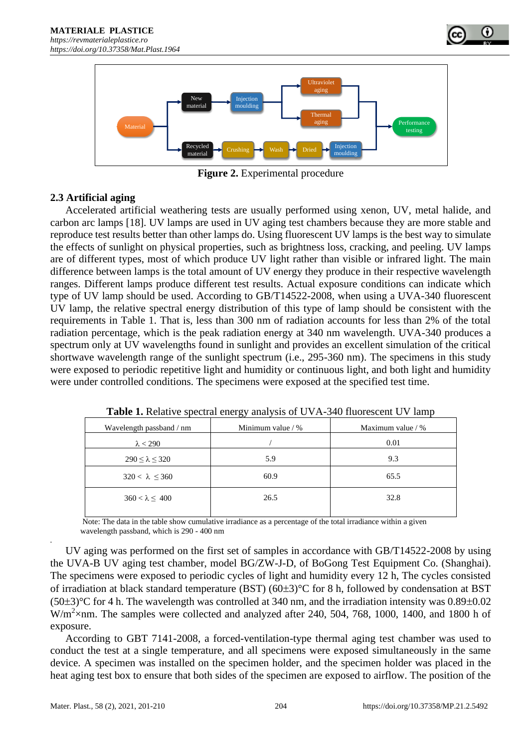**Figure 2.** Experimental procedure

### 2.3 Artificial aging

Accelerated artificial weathering tests are usually performed using xenon, UV, metal halide, and carbon arc lamps [18]. UV lamps are used in UV aging test chambers because they are more stable and reproduce test results better than other lamps do. Using fluorescent UV lamps is the best way to simulate the effects of sunlight on physical properties, such as brightness loss, cracking, and peeling. UV lamps are of different types, most of which produce UV light rather than visible or infrared light. The main difference between lamps is the total amount of UV energy they produce in their respective wavelength ranges. Different lamps produce different test results. Actual exposure conditions can indicate which type of UV lamp should be used. According to GB/T14522-2008, when using a UVA-340 fluorescent UV lamp, the relative spectral energy distribution of this type of lamp should be consistent with the requirements in Table 1. That is, less than 300 nm of radiation accounts for less than 2% of the total radiation percentage, which is the peak radiation energy at 340 nm wavelength. UVA-340 produces a spectrum only at UV wavelengths found in sunlight and provides an excellent simulation of the critical shortwave wavelength range of the sunlight spectrum (i.e., 295-360 nm). The specimens in this study were exposed to periodic repetitive light and humidity or continuous light, and both light and humidity were under controlled conditions. The specimens were exposed at the specified test time.

**Table 1.** Relative spectral energy analysis of UVA-340 fluorescent UV lamp

| Wavelength passband / nm | Minimum value / % | Maximum value / % |
| --- | --- | --- |
| $\lambda < 290$ | / | 0.01 |
| $290 \leq \lambda \leq 320$ | 5.9 | 9.3 |
| $320 < \lambda \leq 360$ | 60.9 | 65.5 |
| $360 < \lambda \leq 400$ | 26.5 | 32.8 |

Note: The data in the table show cumulative irradiance as a percentage of the total irradiance within a given wavelength passband, which is 290 - 400 nm

UV aging was performed on the first set of samples in accordance with GB/T14522-2008 by using the UVA-B UV aging test chamber, model BG/ZW-J-D, of BoGong Test Equipment Co. (Shanghai). The specimens were exposed to periodic cycles of light and humidity every 12 h, The cycles consisted of irradiation at black standard temperature (BST) (60±3)°C for 8 h, followed by condensation at BST (50±3)°C for 4 h. The wavelength was controlled at 340 nm, and the irradiation intensity was 0.89±0.02 $W/m^2 \times nm$. The samples were collected and analyzed after 240, 504, 768, 1000, 1400, and 1800 h of exposure.

According to GBT 7141-2008, a forced-ventilation-type thermal aging test chamber was used to conduct the test at a single temperature, and all specimens were exposed simultaneously in the same device. A specimen was installed on the specimen holder, and the specimen holder was placed in the heat aging test box to ensure that both sides of the specimen are exposed to airflow. The position of the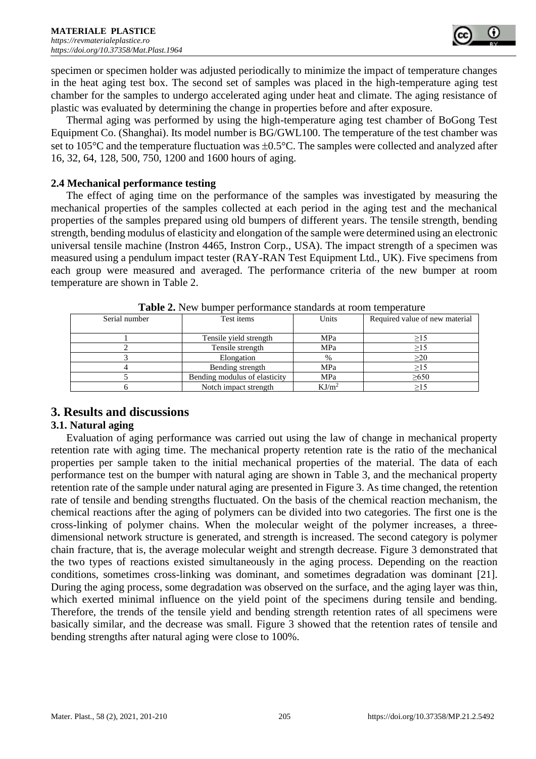specimen or specimen holder was adjusted periodically to minimize the impact of temperature changes in the heat aging test box. The second set of samples was placed in the high-temperature aging test chamber for the samples to undergo accelerated aging under heat and climate. The aging resistance of plastic was evaluated by determining the change in properties before and after exposure.

Thermal aging was performed by using the high-temperature aging test chamber of BoGong Test Equipment Co. (Shanghai). Its model number is BG/GWL100. The temperature of the test chamber was set to 105°C and the temperature fluctuation was ±0.5°C. The samples were collected and analyzed after 16, 32, 64, 128, 500, 750, 1200 and 1600 hours of aging.

### 2.4 Mechanical performance testing

The effect of aging time on the performance of the samples was investigated by measuring the mechanical properties of the samples collected at each period in the aging test and the mechanical properties of the samples prepared using old bumpers of different years. The tensile strength, bending strength, bending modulus of elasticity and elongation of the sample were determined using an electronic universal tensile machine (Instron 4465, Instron Corp., USA). The impact strength of a specimen was measured using a pendulum impact tester (RAY-RAN Test Equipment Ltd., UK). Five specimens from each group were measured and averaged. The performance criteria of the new bumper at room temperature are shown in Table 2.

**Table 2.** New bumper performance standards at room temperature

| Serial number | Test items | Units | Required value of new material |
|---|---|---|---|
| 1 | Tensile yield strength | MPa | ≥15 |
| 2 | Tensile strength | MPa | ≥15 |
| 3 | Elongation | % | ≥20 |
| 4 | Bending strength | MPa | ≥15 |
| 5 | Bending modulus of elasticity | MPa | ≥650 |
| 6 | Notch impact strength | $KJ/m^2$ | ≥15 |

## 3. Results and discussions

### 3.1. Natural aging

Evaluation of aging performance was carried out using the law of change in mechanical property retention rate with aging time. The mechanical property retention rate is the ratio of the mechanical properties per sample taken to the initial mechanical properties of the material. The data of each performance test on the bumper with natural aging are shown in Table 3, and the mechanical property retention rate of the sample under natural aging are presented in Figure 3. As time changed, the retention rate of tensile and bending strengths fluctuated. On the basis of the chemical reaction mechanism, the chemical reactions after the aging of polymers can be divided into two categories. The first one is the cross-linking of polymer chains. When the molecular weight of the polymer increases, a three-dimensional network structure is generated, and strength is increased. The second category is polymer chain fracture, that is, the average molecular weight and strength decrease. Figure 3 demonstrated that the two types of reactions existed simultaneously in the aging process. Depending on the reaction conditions, sometimes cross-linking was dominant, and sometimes degradation was dominant [21]. During the aging process, some degradation was observed on the surface, and the aging layer was thin, which exerted minimal influence on the yield point of the specimens during tensile and bending. Therefore, the trends of the tensile yield and bending strength retention rates of all specimens were basically similar, and the decrease was small. Figure 3 showed that the retention rates of tensile and bending strengths after natural aging were close to 100%.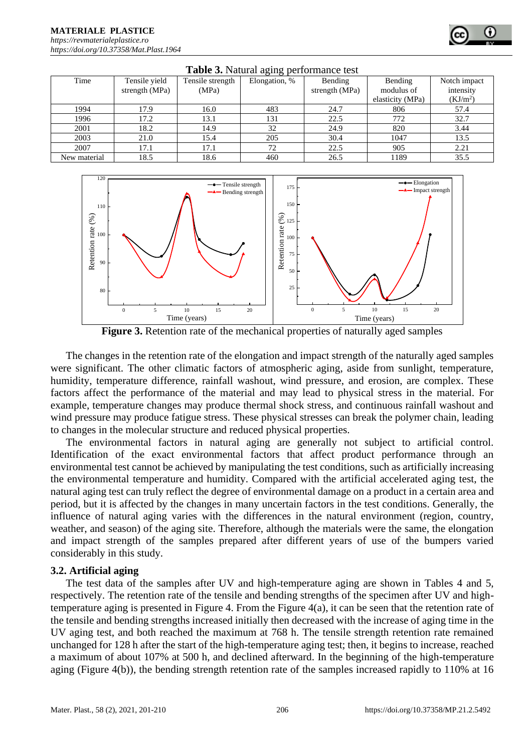**Table 3.** Natural aging performance test

| Time | Tensile yield strength (MPa) | Tensile strength (MPa) | Elongation, % | Bending strength (MPa) | Bending modulus of elasticity (MPa) | Notch impact intensity (KJ/m$^2$) |
|---|---|---|---|---|---|---|
| 1994 | 17.9 | 16.0 | 483 | 24.7 | 806 | 57.4 |
| 1996 | 17.2 | 13.1 | 131 | 22.5 | 772 | 32.7 |
| 2001 | 18.2 | 14.9 | 32 | 24.9 | 820 | 3.44 |
| 2003 | 21.0 | 15.4 | 205 | 30.4 | 1047 | 13.5 |
| 2007 | 17.1 | 17.1 | 72 | 22.5 | 905 | 2.21 |
| New material | 18.5 | 18.6 | 460 | 26.5 | 1189 | 35.5 |

**Figure 3.** Retention rate of the mechanical properties of naturally aged samples

The changes in the retention rate of the elongation and impact strength of the naturally aged samples were significant. The other climatic factors of atmospheric aging, aside from sunlight, temperature, humidity, temperature difference, rainfall washout, wind pressure, and erosion, are complex. These factors affect the performance of the material and may lead to physical stress in the material. For example, temperature changes may produce thermal shock stress, and continuous rainfall washout and wind pressure may produce fatigue stress. These physical stresses can break the polymer chain, leading to changes in the molecular structure and reduced physical properties.

The environmental factors in natural aging are generally not subject to artificial control. Identification of the exact environmental factors that affect product performance through an environmental test cannot be achieved by manipulating the test conditions, such as artificially increasing the environmental temperature and humidity. Compared with the artificial accelerated aging test, the natural aging test can truly reflect the degree of environmental damage on a product in a certain area and period, but it is affected by the changes in many uncertain factors in the test conditions. Generally, the influence of natural aging varies with the differences in the natural environment (region, country, weather, and season) of the aging site. Therefore, although the materials were the same, the elongation and impact strength of the samples prepared after different years of use of the bumpers varied considerably in this study.

### 3.2. Artificial aging

The test data of the samples after UV and high-temperature aging are shown in Tables 4 and 5, respectively. The retention rate of the tensile and bending strengths of the specimen after UV and high-temperature aging is presented in Figure 4. From the Figure 4(a), it can be seen that the retention rate of the tensile and bending strengths increased initially then decreased with the increase of aging time in the UV aging test, and both reached the maximum at 768 h. The tensile strength retention rate remained unchanged for 128 h after the start of the high-temperature aging test; then, it begins to increase, reached a maximum of about 107% at 500 h, and declined afterward. In the beginning of the high-temperature aging (Figure 4(b)), the bending strength retention rate of the samples increased rapidly to 110% at 16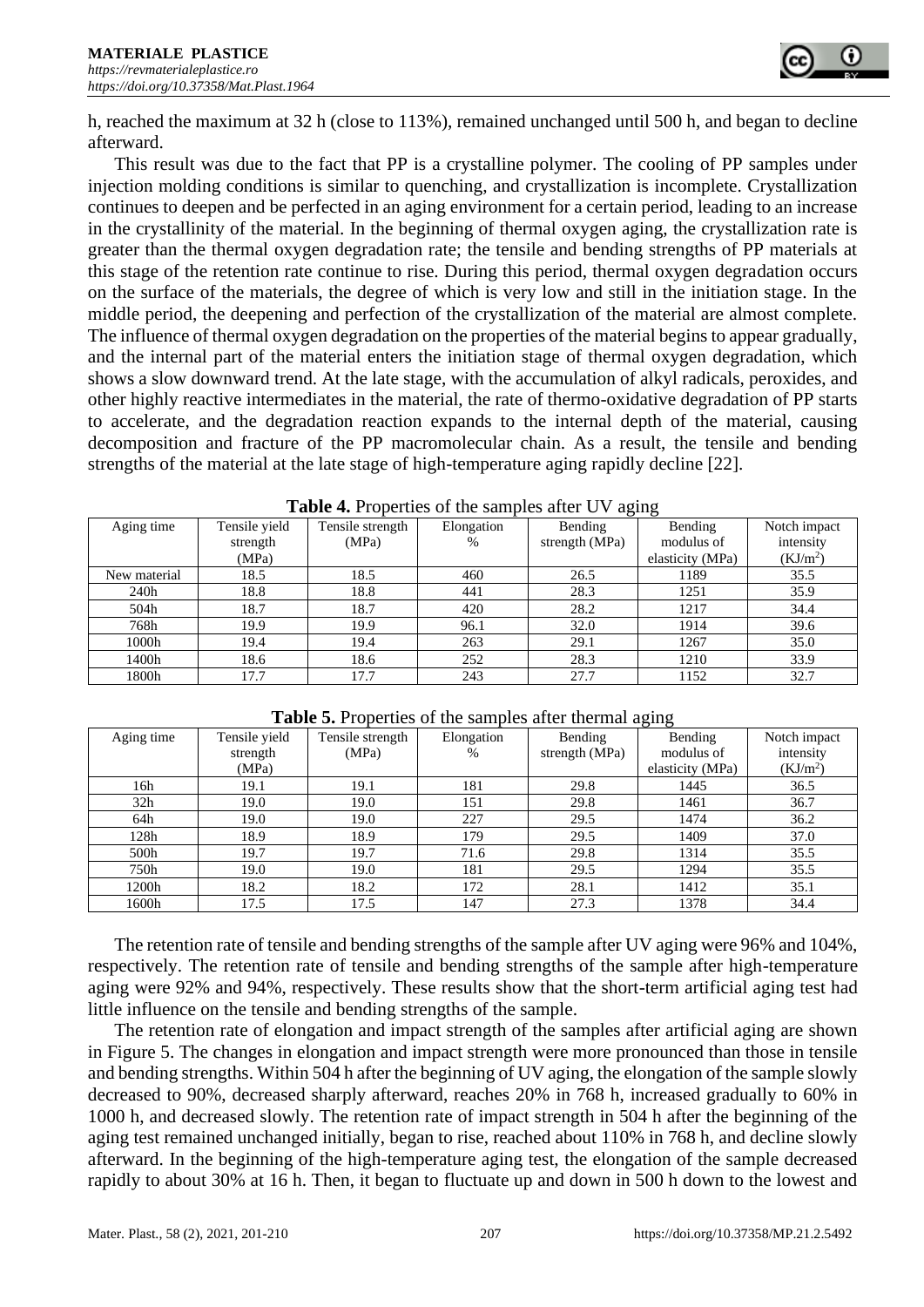h, reached the maximum at 32 h (close to 113%), remained unchanged until 500 h, and began to decline afterward.

This result was due to the fact that PP is a crystalline polymer. The cooling of PP samples under injection molding conditions is similar to quenching, and crystallization is incomplete. Crystallization continues to deepen and be perfected in an aging environment for a certain period, leading to an increase in the crystallinity of the material. In the beginning of thermal oxygen aging, the crystallization rate is greater than the thermal oxygen degradation rate; the tensile and bending strengths of PP materials at this stage of the retention rate continue to rise. During this period, thermal oxygen degradation occurs on the surface of the materials, the degree of which is very low and still in the initiation stage. In the middle period, the deepening and perfection of the crystallization of the material are almost complete. The influence of thermal oxygen degradation on the properties of the material begins to appear gradually, and the internal part of the material enters the initiation stage of thermal oxygen degradation, which shows a slow downward trend. At the late stage, with the accumulation of alkyl radicals, peroxides, and other highly reactive intermediates in the material, the rate of thermo-oxidative degradation of PP starts to accelerate, and the degradation reaction expands to the internal depth of the material, causing decomposition and fracture of the PP macromolecular chain. As a result, the tensile and bending strengths of the material at the late stage of high-temperature aging rapidly decline [22].

**Table 4.** Properties of the samples after UV aging

| Aging time | Tensile yield strength (MPa) | Tensile strength (MPa) | Elongation % | Bending strength (MPa) | Bending modulus of elasticity (MPa) | Notch impact intensity (KJ/m$^2$) |
|---|---|---|---|---|---|---|
| New material | 18.5 | 18.5 | 460 | 26.5 | 1189 | 35.5 |
| 240h | 18.8 | 18.8 | 441 | 28.3 | 1251 | 35.9 |
| 504h | 18.7 | 18.7 | 420 | 28.2 | 1217 | 34.4 |
| 768h | 19.9 | 19.9 | 96.1 | 32.0 | 1914 | 39.6 |
| 1000h | 19.4 | 19.4 | 263 | 29.1 | 1267 | 35.0 |
| 1400h | 18.6 | 18.6 | 252 | 28.3 | 1210 | 33.9 |
| 1800h | 17.7 | 17.7 | 243 | 27.7 | 1152 | 32.7 |

**Table 5.** Properties of the samples after thermal aging

| Aging time | Tensile yield strength (MPa) | Tensile strength (MPa) | Elongation % | Bending strength (MPa) | Bending modulus of elasticity (MPa) | Notch impact intensity (KJ/m$^2$) |
|---|---|---|---|---|---|---|
| 16h | 19.1 | 19.1 | 181 | 29.8 | 1445 | 36.5 |
| 32h | 19.0 | 19.0 | 151 | 29.8 | 1461 | 36.7 |
| 64h | 19.0 | 19.0 | 227 | 29.5 | 1474 | 36.2 |
| 128h | 18.9 | 18.9 | 179 | 29.5 | 1409 | 37.0 |
| 500h | 19.7 | 19.7 | 71.6 | 29.8 | 1314 | 35.5 |
| 750h | 19.0 | 19.0 | 181 | 29.5 | 1294 | 35.5 |
| 1200h | 18.2 | 18.2 | 172 | 28.1 | 1412 | 35.1 |
| 1600h | 17.5 | 17.5 | 147 | 27.3 | 1378 | 34.4 |

The retention rate of tensile and bending strengths of the sample after UV aging were 96% and 104%, respectively. The retention rate of tensile and bending strengths of the sample after high-temperature aging were 92% and 94%, respectively. These results show that the short-term artificial aging test had little influence on the tensile and bending strengths of the sample.

The retention rate of elongation and impact strength of the samples after artificial aging are shown in Figure 5. The changes in elongation and impact strength were more pronounced than those in tensile and bending strengths. Within 504 h after the beginning of UV aging, the elongation of the sample slowly decreased to 90%, decreased sharply afterward, reaches 20% in 768 h, increased gradually to 60% in 1000 h, and decreased slowly. The retention rate of impact strength in 504 h after the beginning of the aging test remained unchanged initially, began to rise, reached about 110% in 768 h, and decline slowly afterward. In the beginning of the high-temperature aging test, the elongation of the sample decreased rapidly to about 30% at 16 h. Then, it began to fluctuate up and down in 500 h down to the lowest and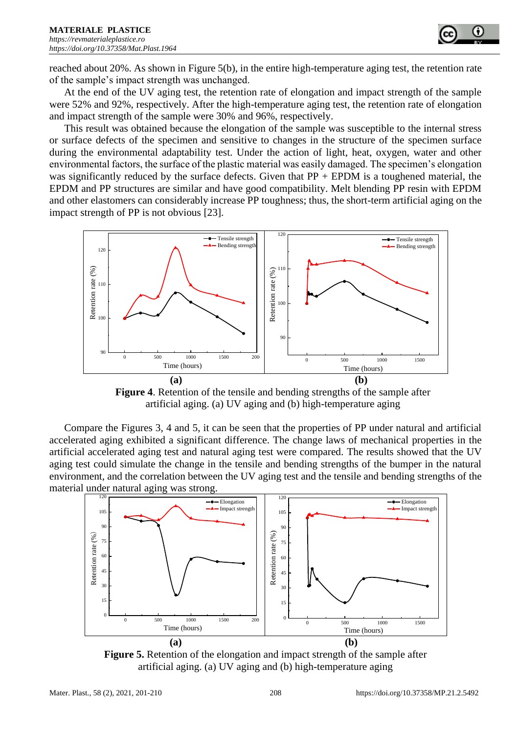reached about 20%. As shown in Figure 5(b), in the entire high-temperature aging test, the retention rate of the sample's impact strength was unchanged.

At the end of the UV aging test, the retention rate of elongation and impact strength of the sample were 52% and 92%, respectively. After the high-temperature aging test, the retention rate of elongation and impact strength of the sample were 30% and 96%, respectively.

This result was obtained because the elongation of the sample was susceptible to the internal stress or surface defects of the specimen and sensitive to changes in the structure of the specimen surface during the environmental adaptability test. Under the action of light, heat, oxygen, water and other environmental factors, the surface of the plastic material was easily damaged. The specimen's elongation was significantly reduced by the surface defects. Given that PP + EPDM is a toughened material, the EPDM and PP structures are similar and have good compatibility. Melt blending PP resin with EPDM and other elastomers can considerably increase PP toughness; thus, the short-term artificial aging on the impact strength of PP is not obvious [23].

**Figure 4**. Retention of the tensile and bending strengths of the sample after artificial aging. (a) UV aging and (b) high-temperature aging

Compare the Figures 3, 4 and 5, it can be seen that the properties of PP under natural and artificial accelerated aging exhibited a significant difference. The change laws of mechanical properties in the artificial accelerated aging test and natural aging test were compared. The results showed that the UV aging test could simulate the change in the tensile and bending strengths of the bumper in the natural environment, and the correlation between the UV aging test and the tensile and bending strengths of the material under natural aging was strong.

**Figure 5.** Retention of the elongation and impact strength of the sample after artificial aging. (a) UV aging and (b) high-temperature aging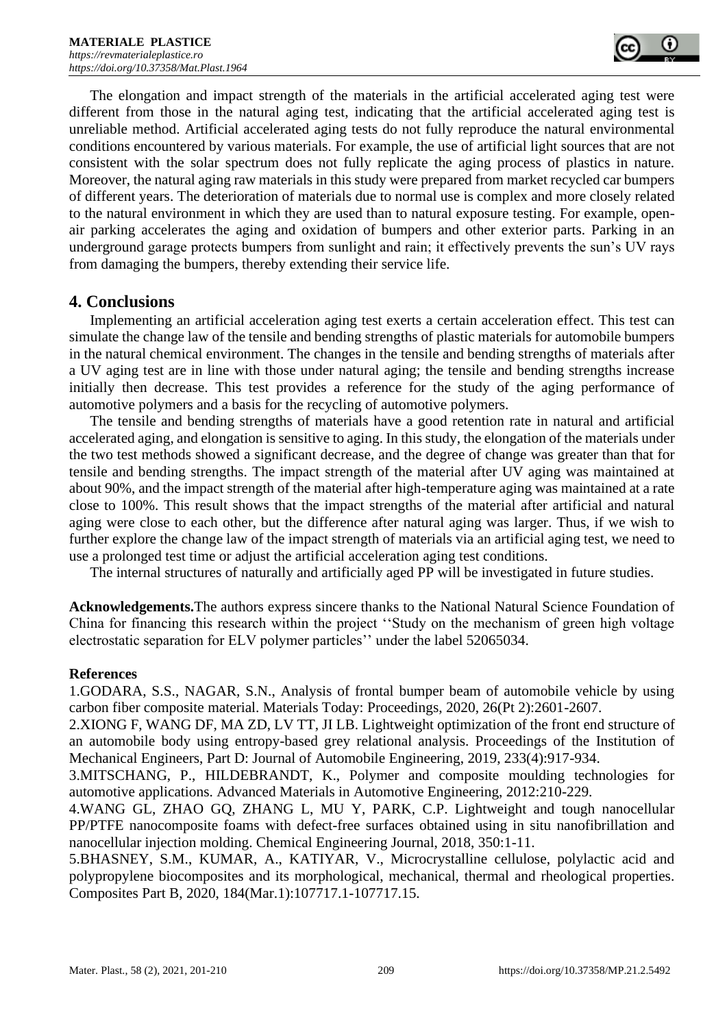The elongation and impact strength of the materials in the artificial accelerated aging test were different from those in the natural aging test, indicating that the artificial accelerated aging test is unreliable method. Artificial accelerated aging tests do not fully reproduce the natural environmental conditions encountered by various materials. For example, the use of artificial light sources that are not consistent with the solar spectrum does not fully replicate the aging process of plastics in nature. Moreover, the natural aging raw materials in this study were prepared from market recycled car bumpers of different years. The deterioration of materials due to normal use is complex and more closely related to the natural environment in which they are used than to natural exposure testing. For example, open-air parking accelerates the aging and oxidation of bumpers and other exterior parts. Parking in an underground garage protects bumpers from sunlight and rain; it effectively prevents the sun's UV rays from damaging the bumpers, thereby extending their service life.

## 4. Conclusions

Implementing an artificial acceleration aging test exerts a certain acceleration effect. This test can simulate the change law of the tensile and bending strengths of plastic materials for automobile bumpers in the natural chemical environment. The changes in the tensile and bending strengths of materials after a UV aging test are in line with those under natural aging; the tensile and bending strengths increase initially then decrease. This test provides a reference for the study of the aging performance of automotive polymers and a basis for the recycling of automotive polymers.

The tensile and bending strengths of materials have a good retention rate in natural and artificial accelerated aging, and elongation is sensitive to aging. In this study, the elongation of the materials under the two test methods showed a significant decrease, and the degree of change was greater than that for tensile and bending strengths. The impact strength of the material after UV aging was maintained at about 90%, and the impact strength of the material after high-temperature aging was maintained at a rate close to 100%. This result shows that the impact strengths of the material after artificial and natural aging were close to each other, but the difference after natural aging was larger. Thus, if we wish to further explore the change law of the impact strength of materials via an artificial aging test, we need to use a prolonged test time or adjust the artificial acceleration aging test conditions.

The internal structures of naturally and artificially aged PP will be investigated in future studies.

**Acknowledgements.**The authors express sincere thanks to the National Natural Science Foundation of China for financing this research within the project ''Study on the mechanism of green high voltage electrostatic separation for ELV polymer particles'' under the label 52065034.

**References**

1.GODARA, S.S., NAGAR, S.N., Analysis of frontal bumper beam of automobile vehicle by using carbon fiber composite material. Materials Today: Proceedings, 2020, 26(Pt 2):2601-2607.

2.XIONG F, WANG DF, MA ZD, LV TT, JI LB. Lightweight optimization of the front end structure of an automobile body using entropy-based grey relational analysis. Proceedings of the Institution of Mechanical Engineers, Part D: Journal of Automobile Engineering, 2019, 233(4):917-934.

3.MITSCHANG, P., HILDEBRANDT, K., Polymer and composite moulding technologies for automotive applications. Advanced Materials in Automotive Engineering, 2012:210-229.

4.WANG GL, ZHAO GQ, ZHANG L, MU Y, PARK, C.P. Lightweight and tough nanocellular PP/PTFE nanocomposite foams with defect-free surfaces obtained using in situ nanofibrillation and nanocellular injection molding. Chemical Engineering Journal, 2018, 350:1-11.

5.BHASNEY, S.M., KUMAR, A., KATIYAR, V., Microcrystalline cellulose, polylactic acid and polypropylene biocomposites and its morphological, mechanical, thermal and rheological properties. Composites Part B, 2020, 184(Mar.1):107717.1-107717.15.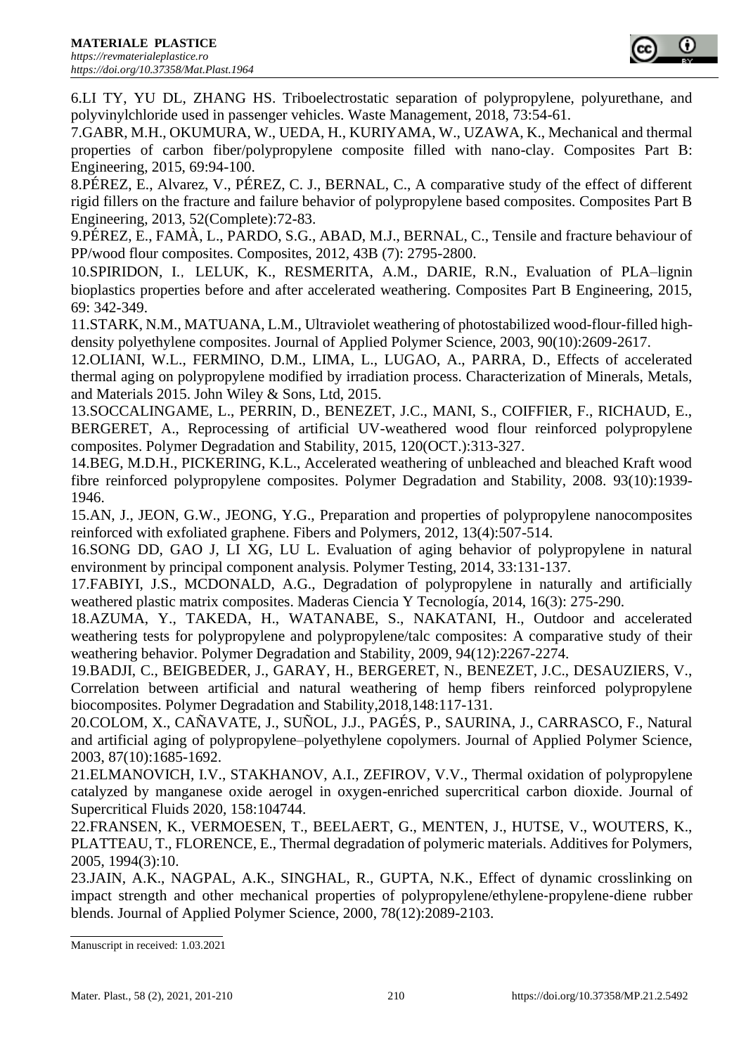6.LI TY, YU DL, ZHANG HS. Triboelectrostatic separation of polypropylene, polyurethane, and polyvinylchloride used in passenger vehicles. Waste Management, 2018, 73:54-61.

7.GABR, M.H., OKUMURA, W., UEDA, H., KURIYAMA, W., UZAWA, K., Mechanical and thermal properties of carbon fiber/polypropylene composite filled with nano-clay. Composites Part B: Engineering, 2015, 69:94-100.

8.PÉREZ, E., Alvarez, V., PÉREZ, C. J., BERNAL, C., A comparative study of the effect of different rigid fillers on the fracture and failure behavior of polypropylene based composites. Composites Part B Engineering, 2013, 52(Complete):72-83.

9.PÉREZ, E., FAMÀ, L., PARDO, S.G., ABAD, M.J., BERNAL, C., Tensile and fracture behaviour of PP/wood flour composites. Composites, 2012, 43B (7): 2795-2800.

10.SPIRIDON, I., LELUK, K., RESMERITA, A.M., DARIE, R.N., Evaluation of PLA–lignin bioplastics properties before and after accelerated weathering. Composites Part B Engineering, 2015, 69: 342-349.

11.STARK, N.M., MATUANA, L.M., Ultraviolet weathering of photostabilized wood-flour-filled high-density polyethylene composites. Journal of Applied Polymer Science, 2003, 90(10):2609-2617.

12.OLIANI, W.L., FERMINO, D.M., LIMA, L., LUGAO, A., PARRA, D., Effects of accelerated thermal aging on polypropylene modified by irradiation process. Characterization of Minerals, Metals, and Materials 2015. John Wiley & Sons, Ltd, 2015.

13.SOCCALINGAME, L., PERRIN, D., BENEZET, J.C., MANI, S., COIFFIER, F., RICHAUD, E., BERGERET, A., Reprocessing of artificial UV-weathered wood flour reinforced polypropylene composites. Polymer Degradation and Stability, 2015, 120(OCT.):313-327.

14.BEG, M.D.H., PICKERING, K.L., Accelerated weathering of unbleached and bleached Kraft wood fibre reinforced polypropylene composites. Polymer Degradation and Stability, 2008. 93(10):1939-1946.

15.AN, J., JEON, G.W., JEONG, Y.G., Preparation and properties of polypropylene nanocomposites reinforced with exfoliated graphene. Fibers and Polymers, 2012, 13(4):507-514.

16.SONG DD, GAO J, LI XG, LU L. Evaluation of aging behavior of polypropylene in natural environment by principal component analysis. Polymer Testing, 2014, 33:131-137.

17.FABIYI, J.S., MCDONALD, A.G., Degradation of polypropylene in naturally and artificially weathered plastic matrix composites. Maderas Ciencia Y Tecnología, 2014, 16(3): 275-290.

18.AZUMA, Y., TAKEDA, H., WATANABE, S., NAKATANI, H., Outdoor and accelerated weathering tests for polypropylene and polypropylene/talc composites: A comparative study of their weathering behavior. Polymer Degradation and Stability, 2009, 94(12):2267-2274.

19.BADJI, C., BEIGBEDER, J., GARAY, H., BERGERET, N., BENEZET, J.C., DESAUZIERS, V., Correlation between artificial and natural weathering of hemp fibers reinforced polypropylene biocomposites. Polymer Degradation and Stability,2018,148:117-131.

20.COLOM, X., CAÑAVATE, J., SUÑOL, J.J., PAGÉS, P., SAURINA, J., CARRASCO, F., Natural and artificial aging of polypropylene–polyethylene copolymers. Journal of Applied Polymer Science, 2003, 87(10):1685-1692.

21.ELMANOVICH, I.V., STAKHANOV, A.I., ZEFIROV, V.V., Thermal oxidation of polypropylene catalyzed by manganese oxide aerogel in oxygen-enriched supercritical carbon dioxide. Journal of Supercritical Fluids 2020, 158:104744.

22.FRANSEN, K., VERMOESEN, T., BEELAERT, G., MENTEN, J., HUTSE, V., WOUTERS, K., PLATTEAU, T., FLORENCE, E., Thermal degradation of polymeric materials. Additives for Polymers, 2005, 1994(3):10.

23.JAIN, A.K., NAGPAL, A.K., SINGHAL, R., GUPTA, N.K., Effect of dynamic crosslinking on impact strength and other mechanical properties of polypropylene/ethylene-propylene-diene rubber blends. Journal of Applied Polymer Science, 2000, 78(12):2089-2103.

Manuscript in received: 1.03.2021